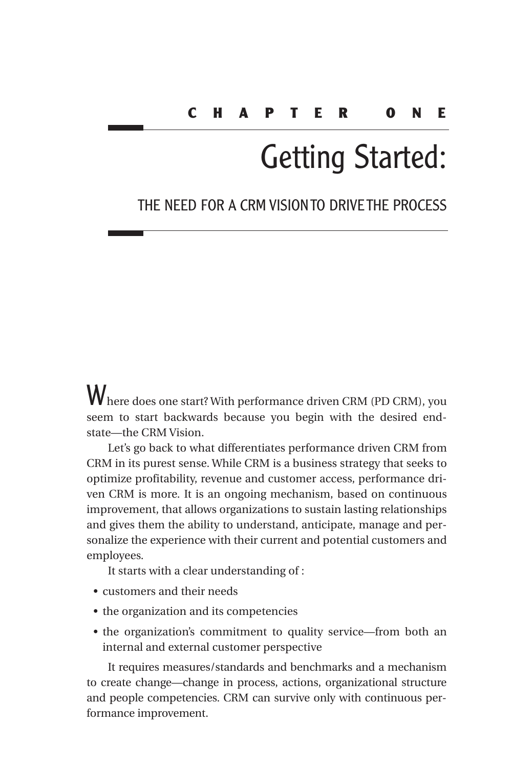CHAPTER ONE

# Getting Started:

## THE NEED FOR A CRM VISION TO DRIVE THE PROCESS

Where does one start? With performance driven CRM (PD CRM), you seem to start backwards because you begin with the desired end-state—the CRM Vision.

Let's go back to what differentiates performance driven CRM from CRM in its purest sense. While CRM is a business strategy that seeks to optimize profitability, revenue and customer access, performance driven CRM is more. It is an ongoing mechanism, based on continuous improvement, that allows organizations to sustain lasting relationships and gives them the ability to understand, anticipate, manage and personalize the experience with their current and potential customers and employees.

It starts with a clear understanding of :

- customers and their needs
- the organization and its competencies
- the organization's commitment to quality service—from both an internal and external customer perspective

It requires measures/standards and benchmarks and a mechanism to create change—change in process, actions, organizational structure and people competencies. CRM can survive only with continuous performance improvement.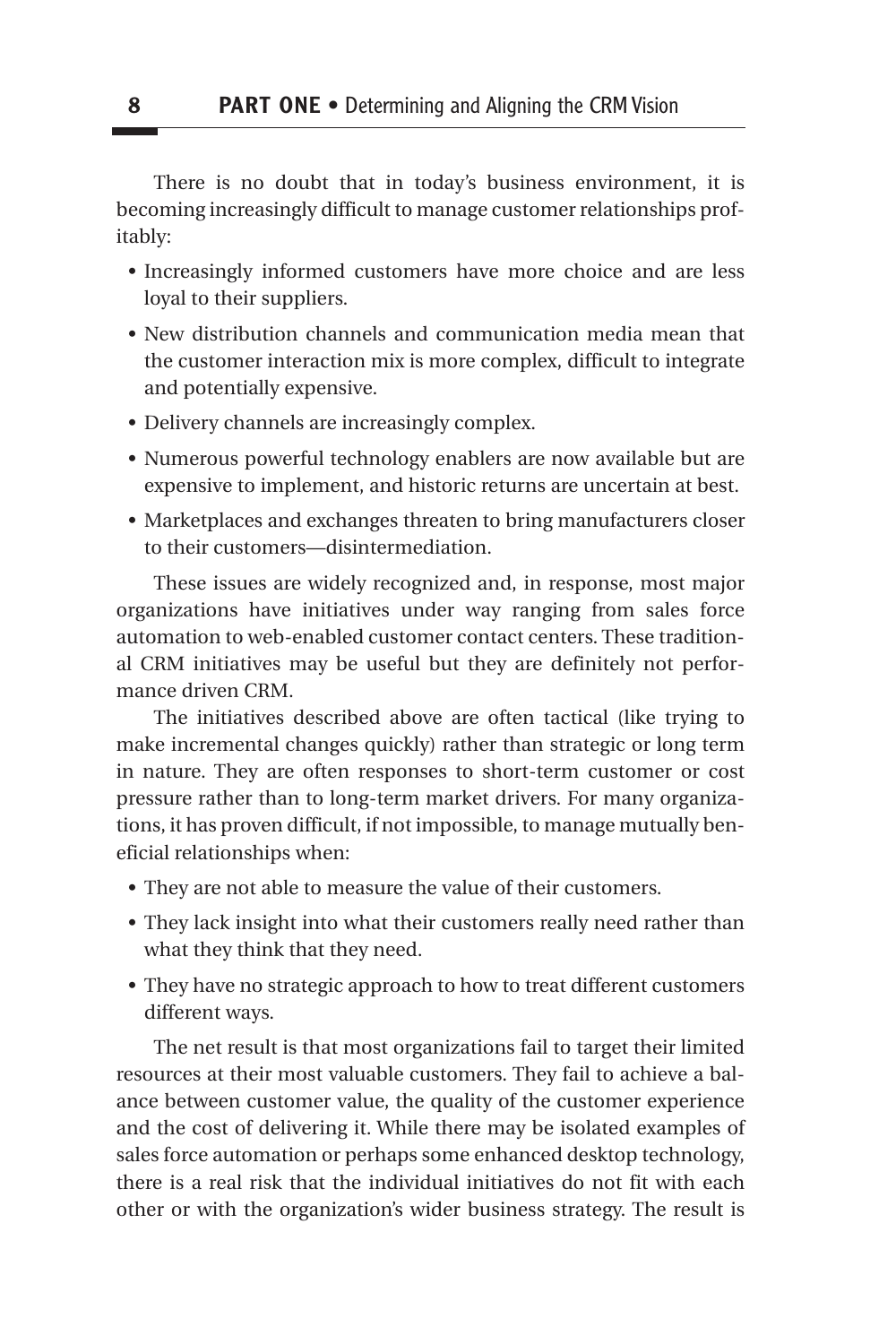There is no doubt that in today's business environment, it is becoming increasingly difficult to manage customer relationships profitably:

- Increasingly informed customers have more choice and are less loyal to their suppliers.
- New distribution channels and communication media mean that the customer interaction mix is more complex, difficult to integrate and potentially expensive.
- Delivery channels are increasingly complex.
- Numerous powerful technology enablers are now available but are expensive to implement, and historic returns are uncertain at best.
- Marketplaces and exchanges threaten to bring manufacturers closer to their customers—disintermediation.

These issues are widely recognized and, in response, most major organizations have initiatives under way ranging from sales force automation to web-enabled customer contact centers. These traditional CRM initiatives may be useful but they are definitely not performance driven CRM.

The initiatives described above are often tactical (like trying to make incremental changes quickly) rather than strategic or long term in nature. They are often responses to short-term customer or cost pressure rather than to long-term market drivers. For many organizations, it has proven difficult, if not impossible, to manage mutually beneficial relationships when:

- They are not able to measure the value of their customers.
- They lack insight into what their customers really need rather than what they think that they need.
- They have no strategic approach to how to treat different customers different ways.

The net result is that most organizations fail to target their limited resources at their most valuable customers. They fail to achieve a balance between customer value, the quality of the customer experience and the cost of delivering it. While there may be isolated examples of sales force automation or perhaps some enhanced desktop technology, there is a real risk that the individual initiatives do not fit with each other or with the organization's wider business strategy. The result is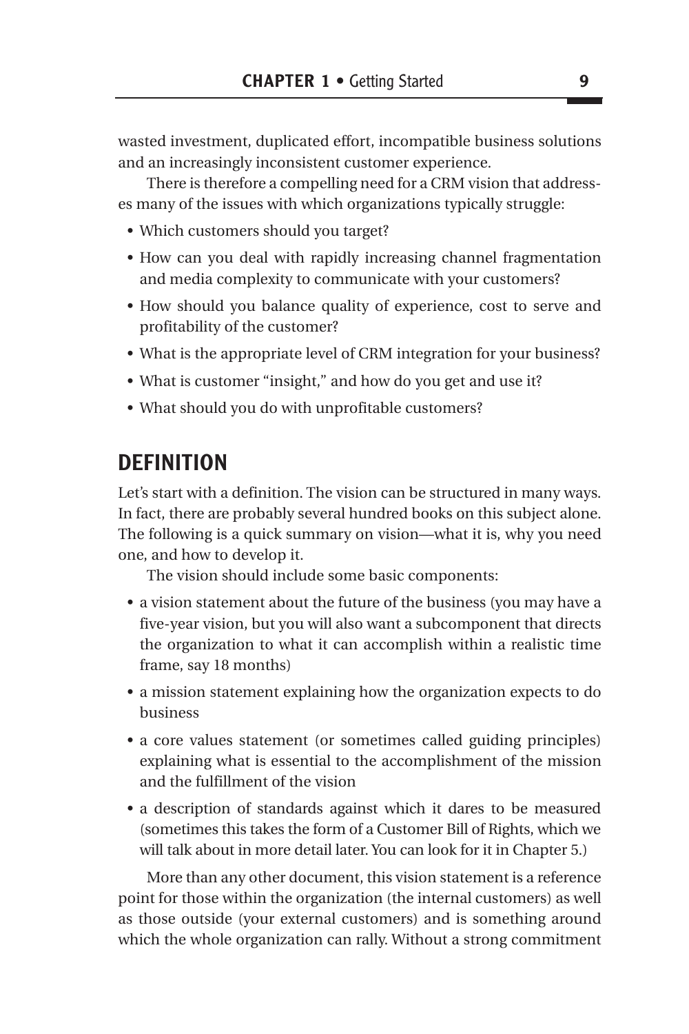wasted investment, duplicated effort, incompatible business solutions and an increasingly inconsistent customer experience.

There is therefore a compelling need for a CRM vision that addresses many of the issues with which organizations typically struggle:

- Which customers should you target?
- How can you deal with rapidly increasing channel fragmentation and media complexity to communicate with your customers?
- How should you balance quality of experience, cost to serve and profitability of the customer?
- What is the appropriate level of CRM integration for your business?
- What is customer "insight," and how do you get and use it?
- What should you do with unprofitable customers?

## DEFINITION

Let's start with a definition. The vision can be structured in many ways. In fact, there are probably several hundred books on this subject alone. The following is a quick summary on vision—what it is, why you need one, and how to develop it.

The vision should include some basic components:

- a vision statement about the future of the business (you may have a five-year vision, but you will also want a subcomponent that directs the organization to what it can accomplish within a realistic time frame, say 18 months)
- a mission statement explaining how the organization expects to do business
- a core values statement (or sometimes called guiding principles) explaining what is essential to the accomplishment of the mission and the fulfillment of the vision
- a description of standards against which it dares to be measured (sometimes this takes the form of a Customer Bill of Rights, which we will talk about in more detail later. You can look for it in Chapter 5.)

More than any other document, this vision statement is a reference point for those within the organization (the internal customers) as well as those outside (your external customers) and is something around which the whole organization can rally. Without a strong commitment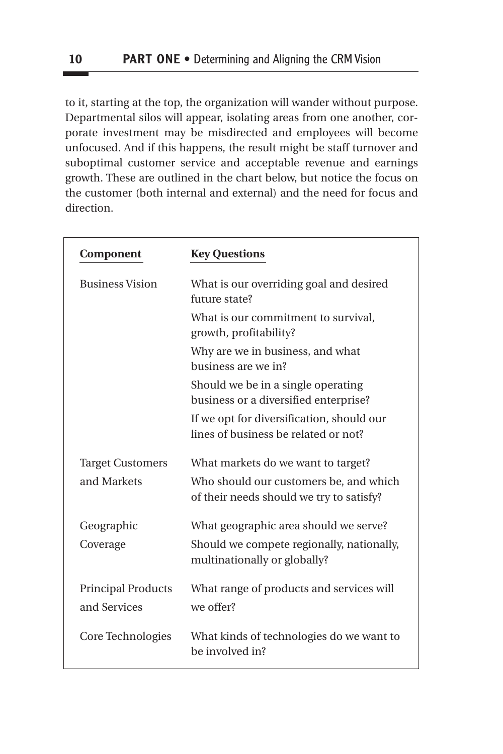to it, starting at the top, the organization will wander without purpose. Departmental silos will appear, isolating areas from one another, corporate investment may be misdirected and employees will become unfocused. And if this happens, the result might be staff turnover and suboptimal customer service and acceptable revenue and earnings growth. These are outlined in the chart below, but notice the focus on the customer (both internal and external) and the need for focus and direction.

| Component | Key Questions |
|---|---|
| Business Vision | What is our overriding goal and desired future state? |
| | What is our commitment to survival, growth, profitability? |
| | Why are we in business, and what business are we in? |
| | Should we be in a single operating business or a diversified enterprise? |
| | If we opt for diversification, should our lines of business be related or not? |
| Target Customers and Markets | What markets do we want to target? |
| | Who should our customers be, and which of their needs should we try to satisfy? |
| Geographic Coverage | What geographic area should we serve? |
| | Should we compete regionally, nationally, multinationally or globally? |
| Principal Products and Services | What range of products and services will we offer? |
| Core Technologies | What kinds of technologies do we want to be involved in? |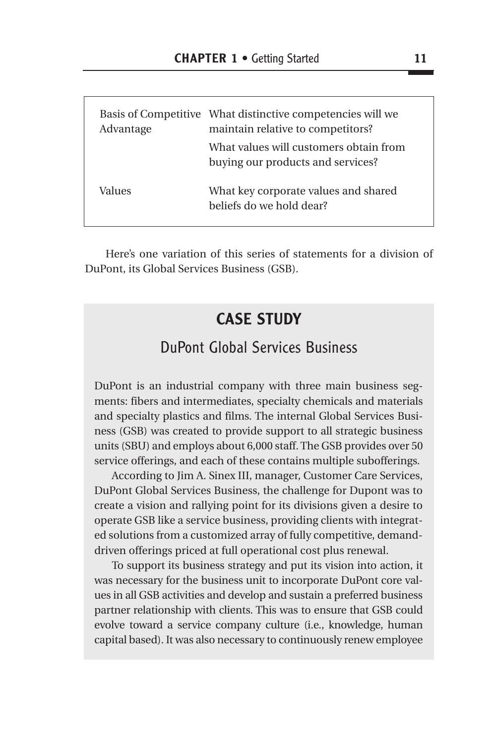| | |
|---|---|
| Basis of Competitive Advantage | What distinctive competencies will we maintain relative to competitors? |
| | What values will customers obtain from buying our products and services? |
| Values | What key corporate values and shared beliefs do we hold dear? |

Here's one variation of this series of statements for a division of DuPont, its Global Services Business (GSB).

## CASE STUDY

### DuPont Global Services Business

DuPont is an industrial company with three main business segments: fibers and intermediates, specialty chemicals and materials and specialty plastics and films. The internal Global Services Business (GSB) was created to provide support to all strategic business units (SBU) and employs about 6,000 staff. The GSB provides over 50 service offerings, and each of these contains multiple subofferings.

According to Jim A. Sinex III, manager, Customer Care Services, DuPont Global Services Business, the challenge for Dupont was to create a vision and rallying point for its divisions given a desire to operate GSB like a service business, providing clients with integrated solutions from a customized array of fully competitive, demand-driven offerings priced at full operational cost plus renewal.

To support its business strategy and put its vision into action, it was necessary for the business unit to incorporate DuPont core values in all GSB activities and develop and sustain a preferred business partner relationship with clients. This was to ensure that GSB could evolve toward a service company culture (i.e., knowledge, human capital based). It was also necessary to continuously renew employee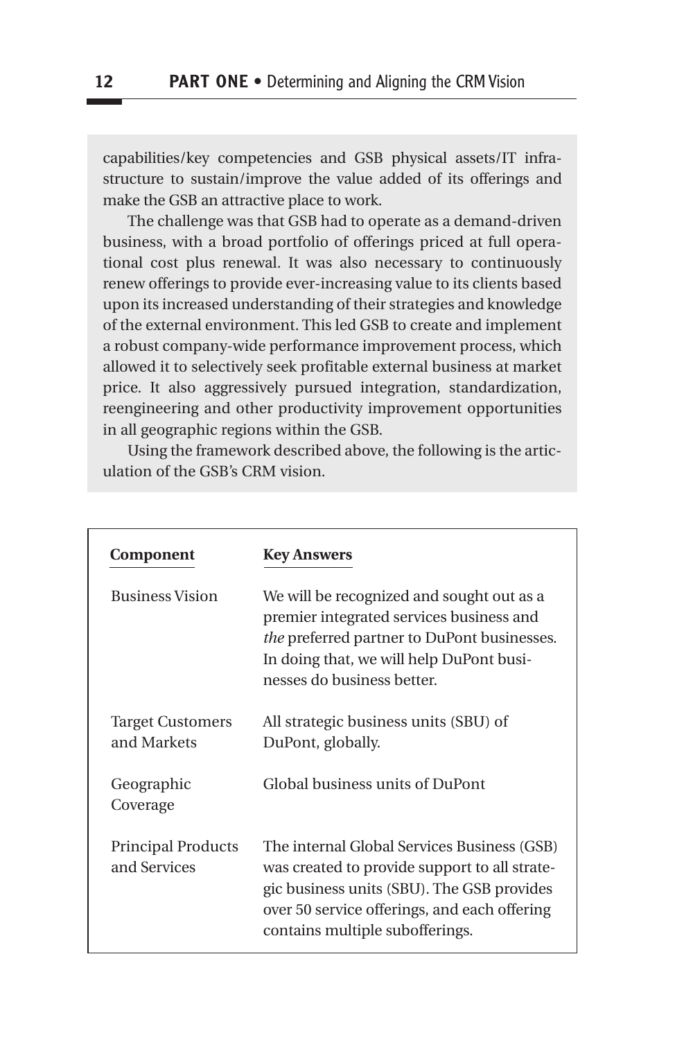capabilities/key competencies and GSB physical assets/IT infrastructure to sustain/improve the value added of its offerings and make the GSB an attractive place to work.

The challenge was that GSB had to operate as a demand-driven business, with a broad portfolio of offerings priced at full operational cost plus renewal. It was also necessary to continuously renew offerings to provide ever-increasing value to its clients based upon its increased understanding of their strategies and knowledge of the external environment. This led GSB to create and implement a robust company-wide performance improvement process, which allowed it to selectively seek profitable external business at market price. It also aggressively pursued integration, standardization, reengineering and other productivity improvement opportunities in all geographic regions within the GSB.

Using the framework described above, the following is the articulation of the GSB's CRM vision.

| Component | Key Answers |
|---|---|
| Business Vision | We will be recognized and sought out as a premier integrated services business and *the* preferred partner to DuPont businesses. In doing that, we will help DuPont businesses do business better. |
| Target Customers and Markets | All strategic business units (SBU) of DuPont, globally. |
| Geographic Coverage | Global business units of DuPont |
| Principal Products and Services | The internal Global Services Business (GSB) was created to provide support to all strategic business units (SBU). The GSB provides over 50 service offerings, and each offering contains multiple subofferings. |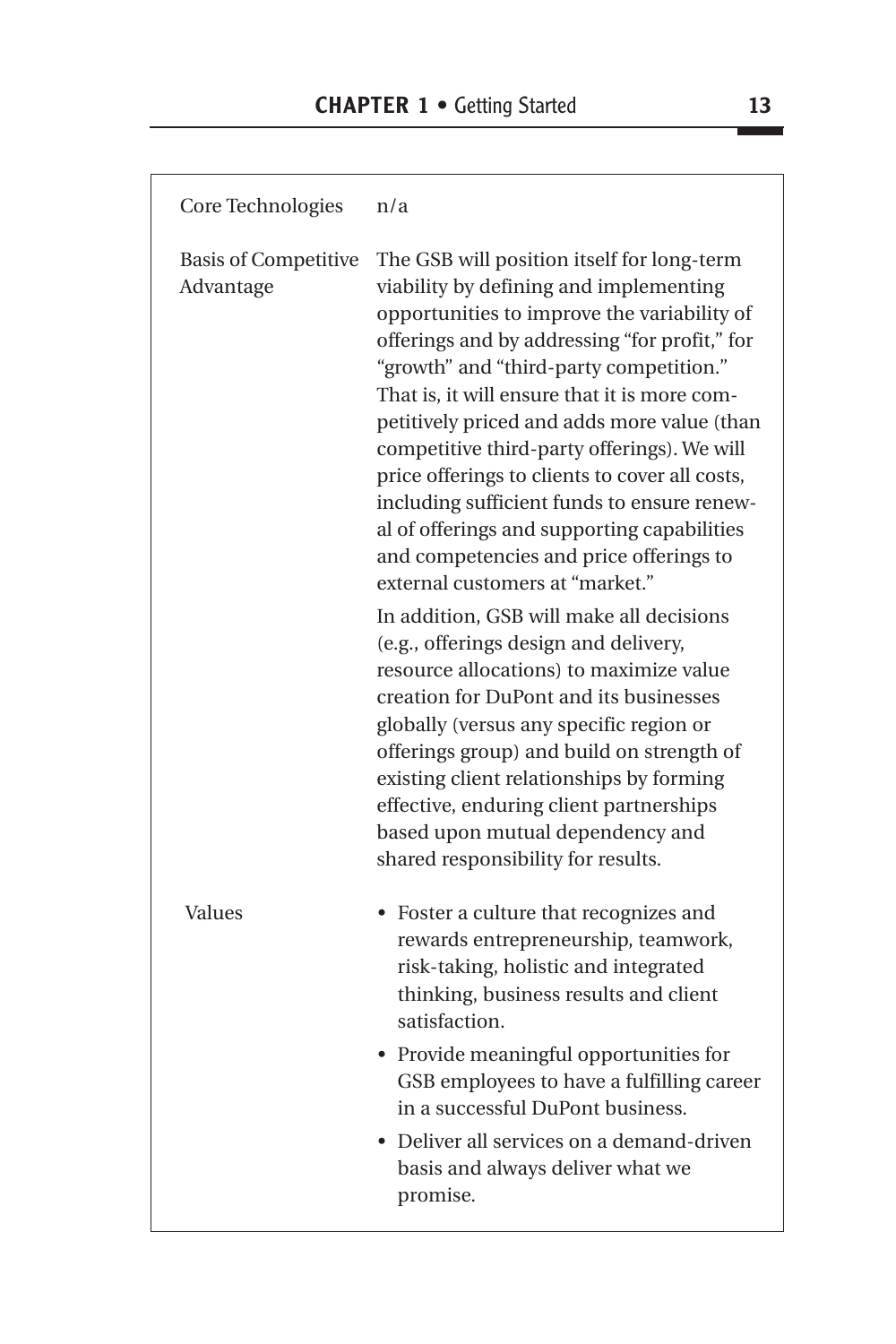| | |
|---|---|
| Core Technologies | n/a |
| Basis of Competitive Advantage | The GSB will position itself for long-term viability by defining and implementing opportunities to improve the variability of offerings and by addressing "for profit," for "growth" and "third-party competition." That is, it will ensure that it is more competitively priced and adds more value (than competitive third-party offerings). We will price offerings to clients to cover all costs, including sufficient funds to ensure renewal of offerings and supporting capabilities and competencies and price offerings to external customers at "market."<br><br>In addition, GSB will make all decisions (e.g., offerings design and delivery, resource allocations) to maximize value creation for DuPont and its businesses globally (versus any specific region or offerings group) and build on strength of existing client relationships by forming effective, enduring client partnerships based upon mutual dependency and shared responsibility for results. |
| Values | • Foster a culture that recognizes and rewards entrepreneurship, teamwork, risk-taking, holistic and integrated thinking, business results and client satisfaction.<br>• Provide meaningful opportunities for GSB employees to have a fulfilling career in a successful DuPont business.<br>• Deliver all services on a demand-driven basis and always deliver what we promise. |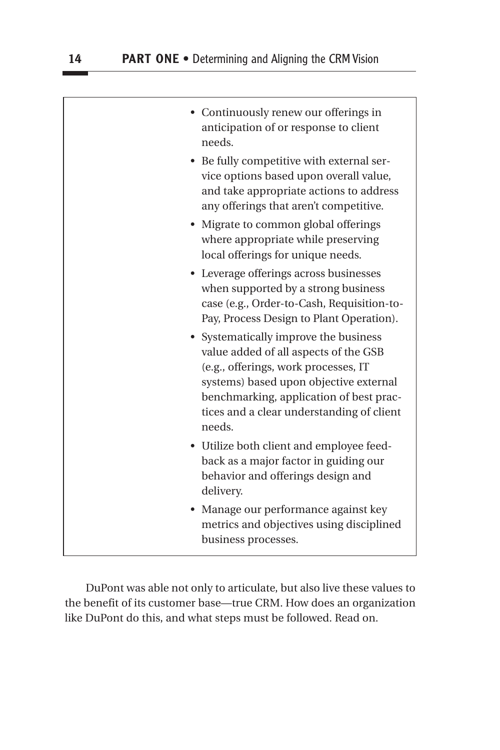- Continuously renew our offerings in anticipation of or response to client needs.
- Be fully competitive with external service options based upon overall value, and take appropriate actions to address any offerings that aren't competitive.
- Migrate to common global offerings where appropriate while preserving local offerings for unique needs.
- Leverage offerings across businesses when supported by a strong business case (e.g., Order-to-Cash, Requisition-to-Pay, Process Design to Plant Operation).
- Systematically improve the business value added of all aspects of the GSB (e.g., offerings, work processes, IT systems) based upon objective external benchmarking, application of best practices and a clear understanding of client needs.
- Utilize both client and employee feedback as a major factor in guiding our behavior and offerings design and delivery.
- Manage our performance against key metrics and objectives using disciplined business processes.

DuPont was able not only to articulate, but also live these values to the benefit of its customer base—true CRM. How does an organization like DuPont do this, and what steps must be followed. Read on.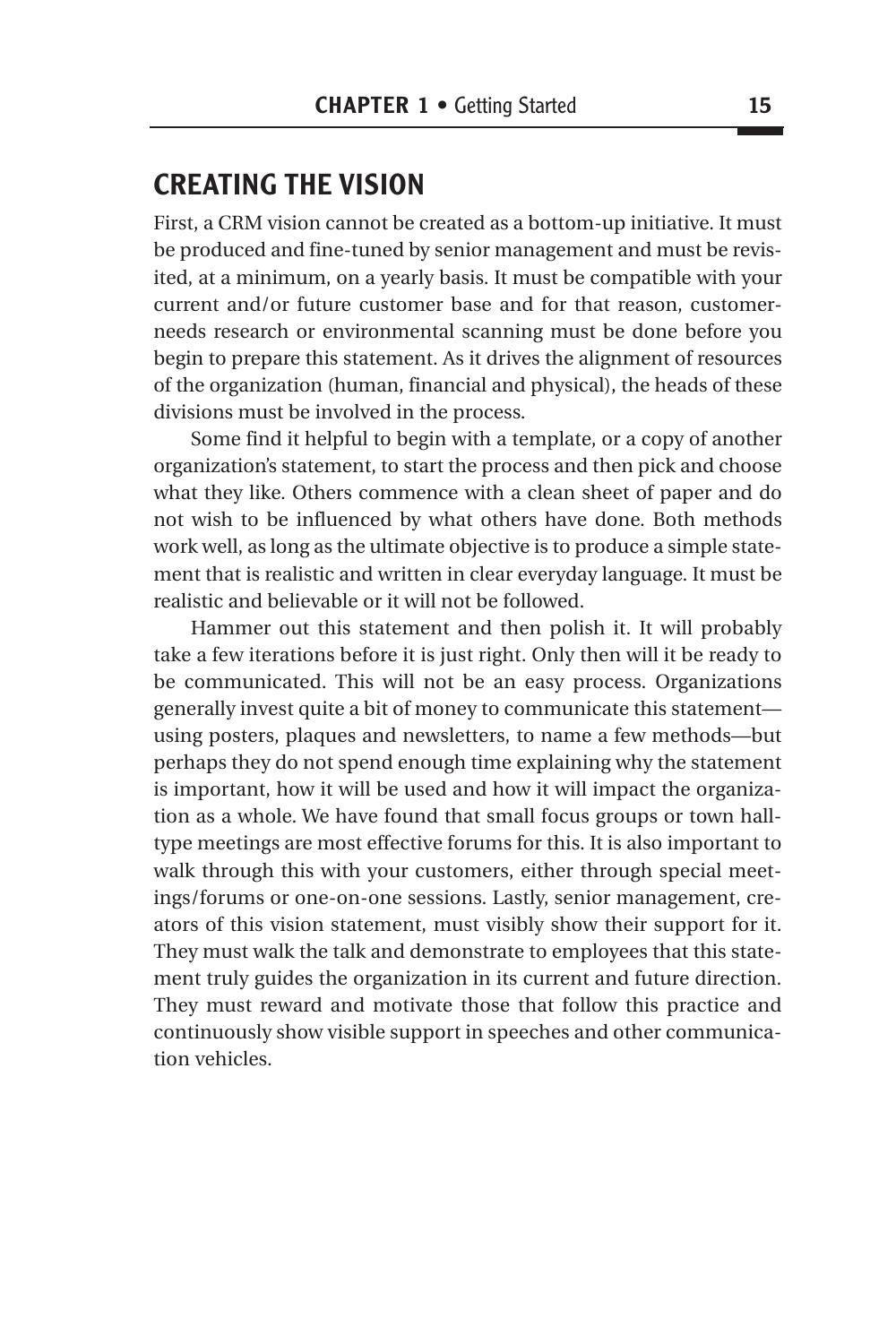## CREATING THE VISION

First, a CRM vision cannot be created as a bottom-up initiative. It must be produced and fine-tuned by senior management and must be revisited, at a minimum, on a yearly basis. It must be compatible with your current and/or future customer base and for that reason, customer-needs research or environmental scanning must be done before you begin to prepare this statement. As it drives the alignment of resources of the organization (human, financial and physical), the heads of these divisions must be involved in the process.

Some find it helpful to begin with a template, or a copy of another organization's statement, to start the process and then pick and choose what they like. Others commence with a clean sheet of paper and do not wish to be influenced by what others have done. Both methods work well, as long as the ultimate objective is to produce a simple statement that is realistic and written in clear everyday language. It must be realistic and believable or it will not be followed.

Hammer out this statement and then polish it. It will probably take a few iterations before it is just right. Only then will it be ready to be communicated. This will not be an easy process. Organizations generally invest quite a bit of money to communicate this statement—using posters, plaques and newsletters, to name a few methods—but perhaps they do not spend enough time explaining why the statement is important, how it will be used and how it will impact the organization as a whole. We have found that small focus groups or town hall-type meetings are most effective forums for this. It is also important to walk through this with your customers, either through special meetings/forums or one-on-one sessions. Lastly, senior management, creators of this vision statement, must visibly show their support for it. They must walk the talk and demonstrate to employees that this statement truly guides the organization in its current and future direction. They must reward and motivate those that follow this practice and continuously show visible support in speeches and other communication vehicles.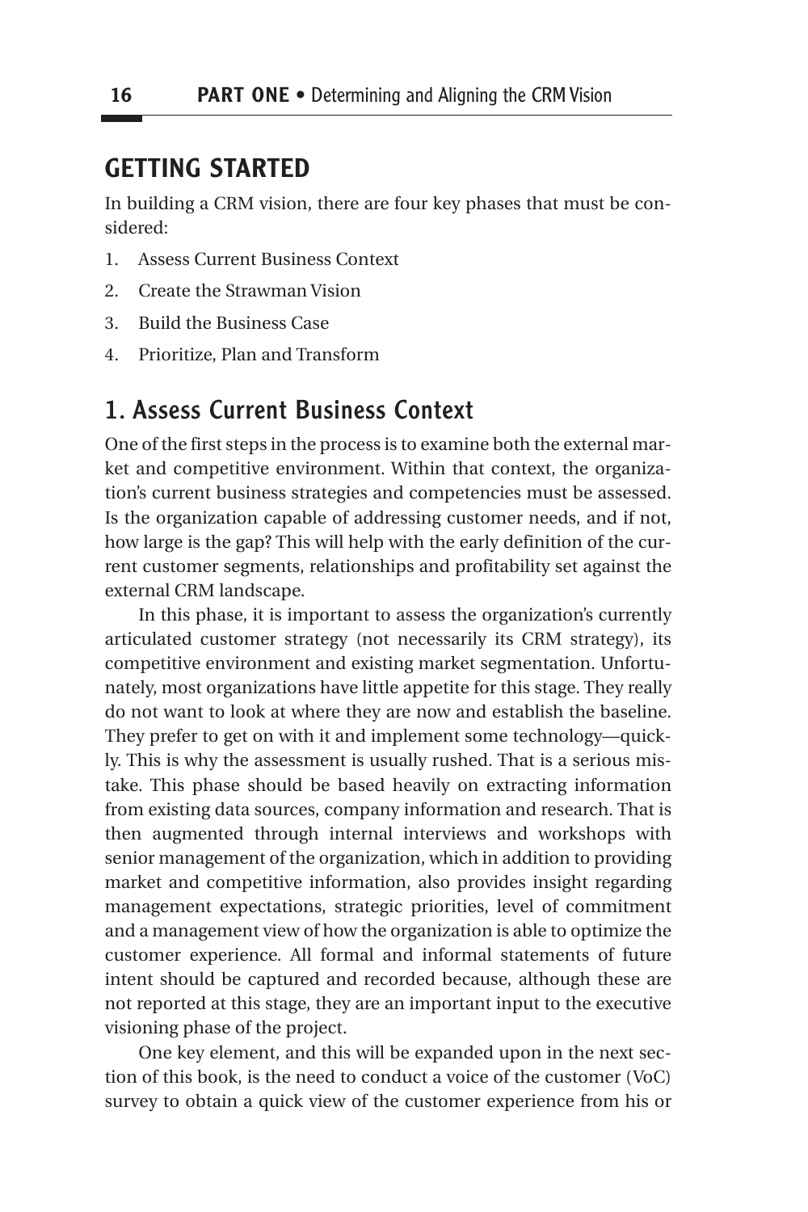## GETTING STARTED

In building a CRM vision, there are four key phases that must be considered:

1. Assess Current Business Context
2. Create the Strawman Vision
3. Build the Business Case
4. Prioritize, Plan and Transform

### 1. Assess Current Business Context

One of the first steps in the process is to examine both the external market and competitive environment. Within that context, the organization's current business strategies and competencies must be assessed. Is the organization capable of addressing customer needs, and if not, how large is the gap? This will help with the early definition of the current customer segments, relationships and profitability set against the external CRM landscape.

In this phase, it is important to assess the organization's currently articulated customer strategy (not necessarily its CRM strategy), its competitive environment and existing market segmentation. Unfortunately, most organizations have little appetite for this stage. They really do not want to look at where they are now and establish the baseline. They prefer to get on with it and implement some technology—quickly. This is why the assessment is usually rushed. That is a serious mistake. This phase should be based heavily on extracting information from existing data sources, company information and research. That is then augmented through internal interviews and workshops with senior management of the organization, which in addition to providing market and competitive information, also provides insight regarding management expectations, strategic priorities, level of commitment and a management view of how the organization is able to optimize the customer experience. All formal and informal statements of future intent should be captured and recorded because, although these are not reported at this stage, they are an important input to the executive visioning phase of the project.

One key element, and this will be expanded upon in the next section of this book, is the need to conduct a voice of the customer (VoC) survey to obtain a quick view of the customer experience from his or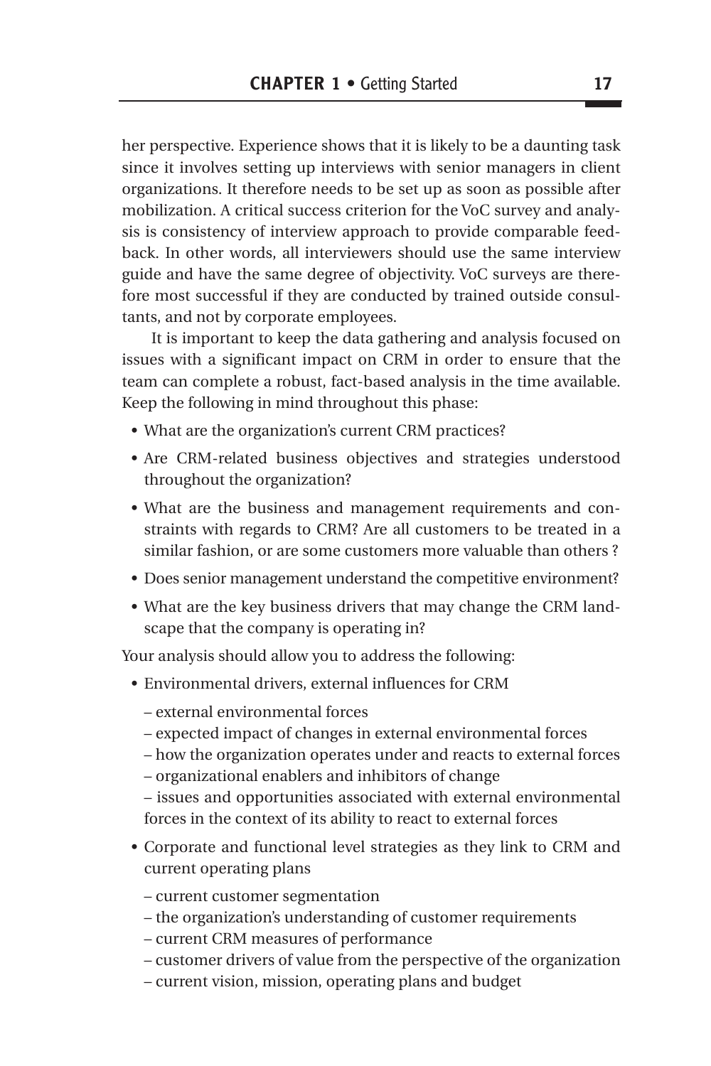her perspective. Experience shows that it is likely to be a daunting task since it involves setting up interviews with senior managers in client organizations. It therefore needs to be set up as soon as possible after mobilization. A critical success criterion for the VoC survey and analysis is consistency of interview approach to provide comparable feedback. In other words, all interviewers should use the same interview guide and have the same degree of objectivity. VoC surveys are therefore most successful if they are conducted by trained outside consultants, and not by corporate employees.

It is important to keep the data gathering and analysis focused on issues with a significant impact on CRM in order to ensure that the team can complete a robust, fact-based analysis in the time available. Keep the following in mind throughout this phase:

- What are the organization's current CRM practices?
- Are CRM-related business objectives and strategies understood throughout the organization?
- What are the business and management requirements and constraints with regards to CRM? Are all customers to be treated in a similar fashion, or are some customers more valuable than others ?
- Does senior management understand the competitive environment?
- What are the key business drivers that may change the CRM landscape that the company is operating in?

Your analysis should allow you to address the following:

- Environmental drivers, external influences for CRM
  - external environmental forces
  - expected impact of changes in external environmental forces
  - how the organization operates under and reacts to external forces
  - organizational enablers and inhibitors of change
  - issues and opportunities associated with external environmental forces in the context of its ability to react to external forces
- Corporate and functional level strategies as they link to CRM and current operating plans
  - current customer segmentation
  - the organization's understanding of customer requirements
  - current CRM measures of performance
  - customer drivers of value from the perspective of the organization
  - current vision, mission, operating plans and budget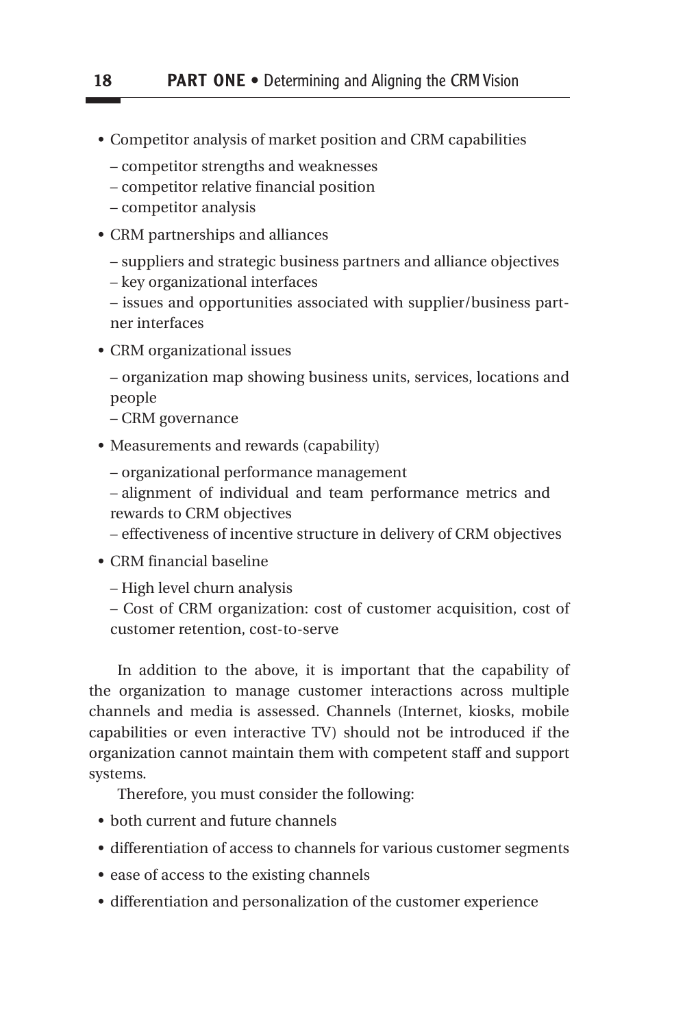- Competitor analysis of market position and CRM capabilities
  - competitor strengths and weaknesses
  - competitor relative financial position
  - competitor analysis
- CRM partnerships and alliances
  - suppliers and strategic business partners and alliance objectives
  - key organizational interfaces
  - issues and opportunities associated with supplier/business partner interfaces
- CRM organizational issues
  - organization map showing business units, services, locations and people
  - CRM governance
- Measurements and rewards (capability)
  - organizational performance management
  - alignment of individual and team performance metrics and rewards to CRM objectives
  - effectiveness of incentive structure in delivery of CRM objectives
- CRM financial baseline
  - High level churn analysis
  - Cost of CRM organization: cost of customer acquisition, cost of customer retention, cost-to-serve

In addition to the above, it is important that the capability of the organization to manage customer interactions across multiple channels and media is assessed. Channels (Internet, kiosks, mobile capabilities or even interactive TV) should not be introduced if the organization cannot maintain them with competent staff and support systems.

Therefore, you must consider the following:

- both current and future channels
- differentiation of access to channels for various customer segments
- ease of access to the existing channels
- differentiation and personalization of the customer experience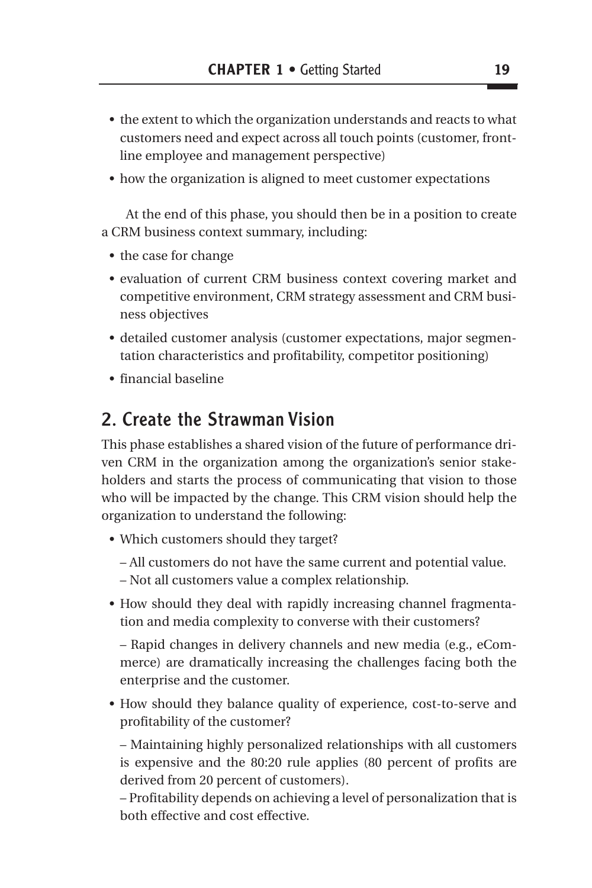- the extent to which the organization understands and reacts to what customers need and expect across all touch points (customer, front-line employee and management perspective)
- how the organization is aligned to meet customer expectations

At the end of this phase, you should then be in a position to create a CRM business context summary, including:

- the case for change
- evaluation of current CRM business context covering market and competitive environment, CRM strategy assessment and CRM business objectives
- detailed customer analysis (customer expectations, major segmentation characteristics and profitability, competitor positioning)
- financial baseline

## 2. Create the Strawman Vision

This phase establishes a shared vision of the future of performance driven CRM in the organization among the organization's senior stakeholders and starts the process of communicating that vision to those who will be impacted by the change. This CRM vision should help the organization to understand the following:

- Which customers should they target?
  - All customers do not have the same current and potential value.
  - Not all customers value a complex relationship.
- How should they deal with rapidly increasing channel fragmentation and media complexity to converse with their customers?
  - Rapid changes in delivery channels and new media (e.g., eCommerce) are dramatically increasing the challenges facing both the enterprise and the customer.
- How should they balance quality of experience, cost-to-serve and profitability of the customer?
  - Maintaining highly personalized relationships with all customers is expensive and the 80:20 rule applies (80 percent of profits are derived from 20 percent of customers).
  - Profitability depends on achieving a level of personalization that is both effective and cost effective.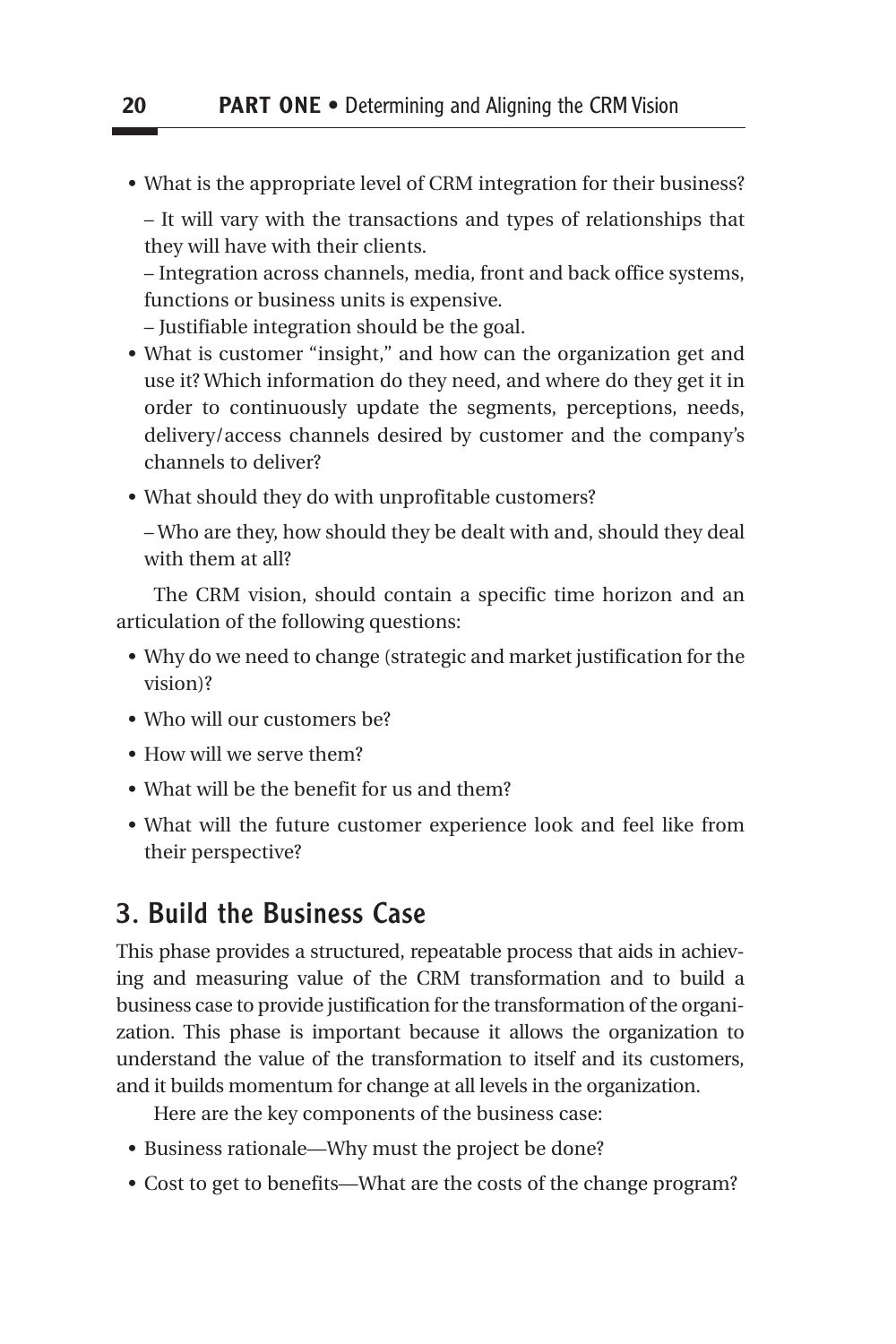- What is the appropriate level of CRM integration for their business?
  – It will vary with the transactions and types of relationships that they will have with their clients.
  – Integration across channels, media, front and back office systems, functions or business units is expensive.
  – Justifiable integration should be the goal.
- What is customer "insight," and how can the organization get and use it? Which information do they need, and where do they get it in order to continuously update the segments, perceptions, needs, delivery/access channels desired by customer and the company's channels to deliver?
- What should they do with unprofitable customers?
  – Who are they, how should they be dealt with and, should they deal with them at all?

The CRM vision, should contain a specific time horizon and an articulation of the following questions:

- Why do we need to change (strategic and market justification for the vision)?
- Who will our customers be?
- How will we serve them?
- What will be the benefit for us and them?
- What will the future customer experience look and feel like from their perspective?

## 3. Build the Business Case

This phase provides a structured, repeatable process that aids in achieving and measuring value of the CRM transformation and to build a business case to provide justification for the transformation of the organization. This phase is important because it allows the organization to understand the value of the transformation to itself and its customers, and it builds momentum for change at all levels in the organization.

Here are the key components of the business case:

- Business rationale—Why must the project be done?
- Cost to get to benefits—What are the costs of the change program?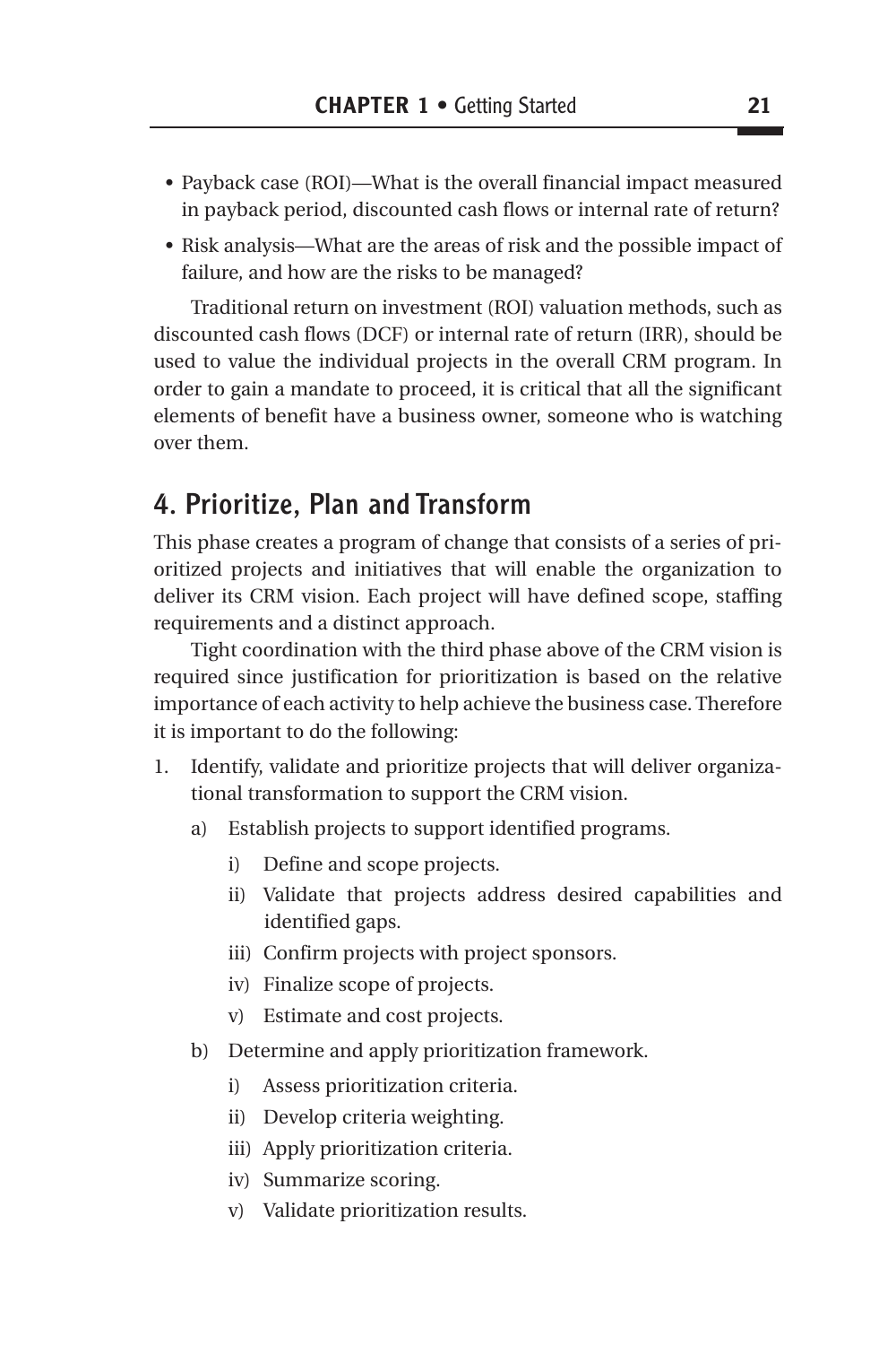- Payback case (ROI)—What is the overall financial impact measured in payback period, discounted cash flows or internal rate of return?
- Risk analysis—What are the areas of risk and the possible impact of failure, and how are the risks to be managed?

Traditional return on investment (ROI) valuation methods, such as discounted cash flows (DCF) or internal rate of return (IRR), should be used to value the individual projects in the overall CRM program. In order to gain a mandate to proceed, it is critical that all the significant elements of benefit have a business owner, someone who is watching over them.

## 4. Prioritize, Plan and Transform

This phase creates a program of change that consists of a series of prioritized projects and initiatives that will enable the organization to deliver its CRM vision. Each project will have defined scope, staffing requirements and a distinct approach.

Tight coordination with the third phase above of the CRM vision is required since justification for prioritization is based on the relative importance of each activity to help achieve the business case. Therefore it is important to do the following:

1. Identify, validate and prioritize projects that will deliver organizational transformation to support the CRM vision.
   a) Establish projects to support identified programs.
      i) Define and scope projects.
      ii) Validate that projects address desired capabilities and identified gaps.
      iii) Confirm projects with project sponsors.
      iv) Finalize scope of projects.
      v) Estimate and cost projects.
   b) Determine and apply prioritization framework.
      i) Assess prioritization criteria.
      ii) Develop criteria weighting.
      iii) Apply prioritization criteria.
      iv) Summarize scoring.
      v) Validate prioritization results.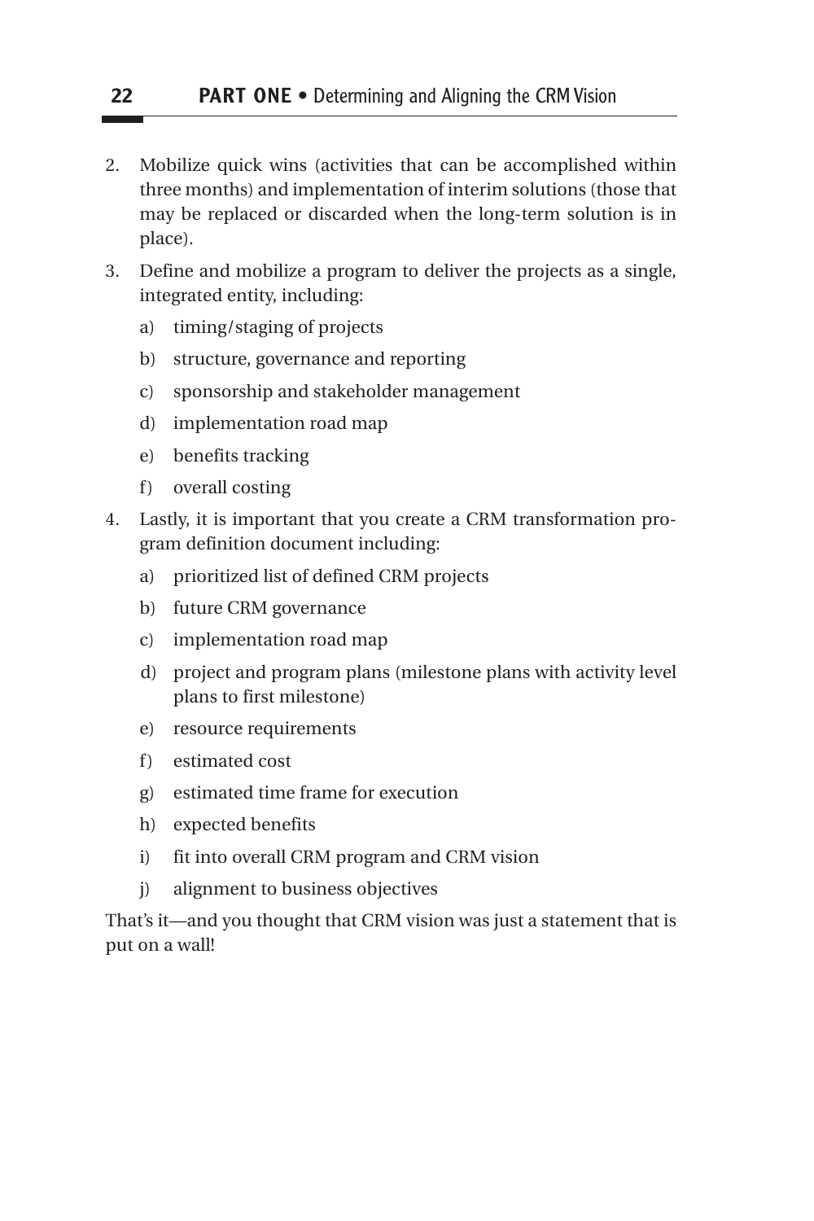2. Mobilize quick wins (activities that can be accomplished within three months) and implementation of interim solutions (those that may be replaced or discarded when the long-term solution is in place).

3. Define and mobilize a program to deliver the projects as a single, integrated entity, including:

   a) timing/staging of projects

   b) structure, governance and reporting

   c) sponsorship and stakeholder management

   d) implementation road map

   e) benefits tracking

   f) overall costing

4. Lastly, it is important that you create a CRM transformation program definition document including:

   a) prioritized list of defined CRM projects

   b) future CRM governance

   c) implementation road map

   d) project and program plans (milestone plans with activity level plans to first milestone)

   e) resource requirements

   f) estimated cost

   g) estimated time frame for execution

   h) expected benefits

   i) fit into overall CRM program and CRM vision

   j) alignment to business objectives

That's it—and you thought that CRM vision was just a statement that is put on a wall!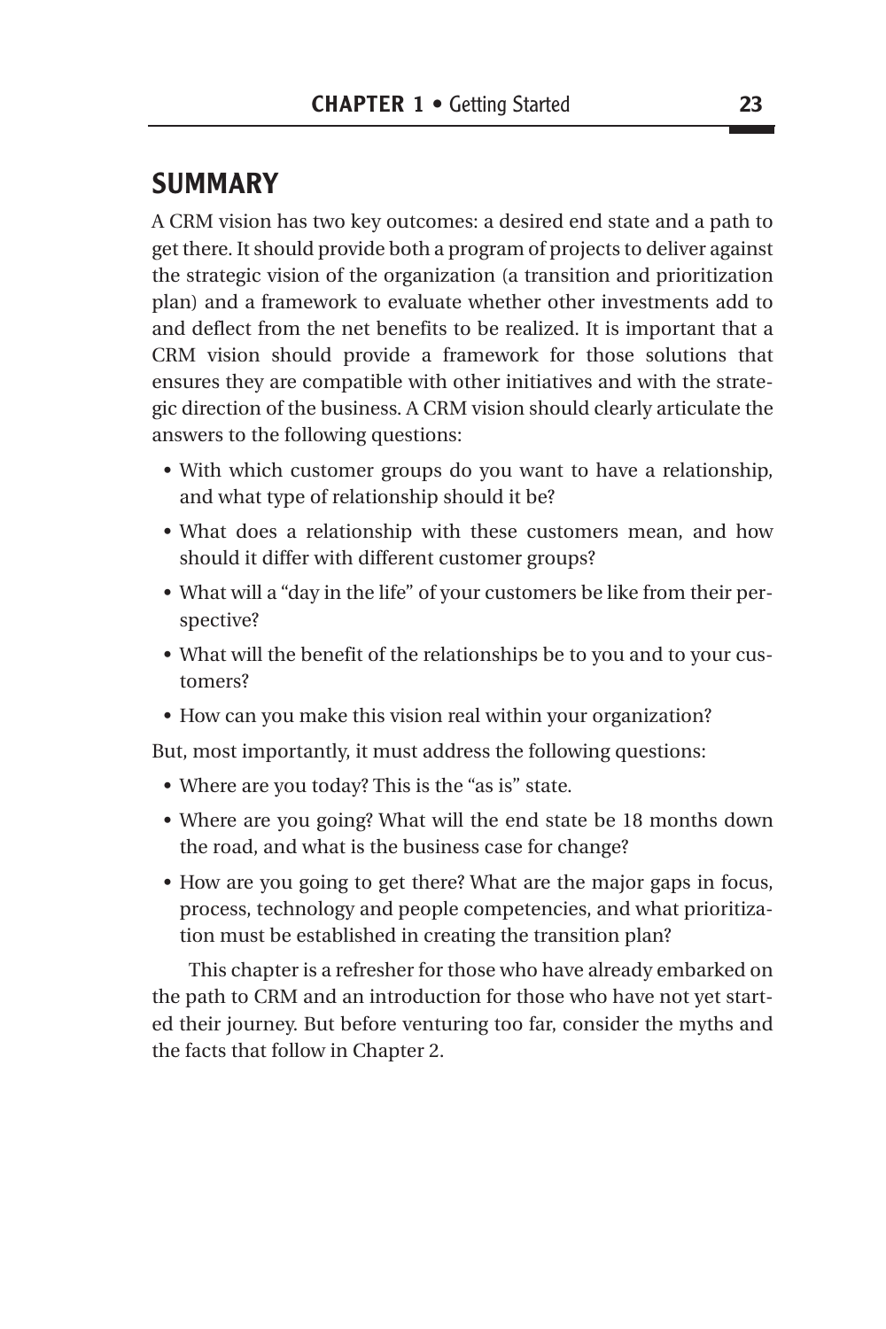## SUMMARY

A CRM vision has two key outcomes: a desired end state and a path to get there. It should provide both a program of projects to deliver against the strategic vision of the organization (a transition and prioritization plan) and a framework to evaluate whether other investments add to and deflect from the net benefits to be realized. It is important that a CRM vision should provide a framework for those solutions that ensures they are compatible with other initiatives and with the strategic direction of the business. A CRM vision should clearly articulate the answers to the following questions:

- With which customer groups do you want to have a relationship, and what type of relationship should it be?
- What does a relationship with these customers mean, and how should it differ with different customer groups?
- What will a "day in the life" of your customers be like from their perspective?
- What will the benefit of the relationships be to you and to your customers?
- How can you make this vision real within your organization?

But, most importantly, it must address the following questions:

- Where are you today? This is the "as is" state.
- Where are you going? What will the end state be 18 months down the road, and what is the business case for change?
- How are you going to get there? What are the major gaps in focus, process, technology and people competencies, and what prioritization must be established in creating the transition plan?

This chapter is a refresher for those who have already embarked on the path to CRM and an introduction for those who have not yet started their journey. But before venturing too far, consider the myths and the facts that follow in Chapter 2.